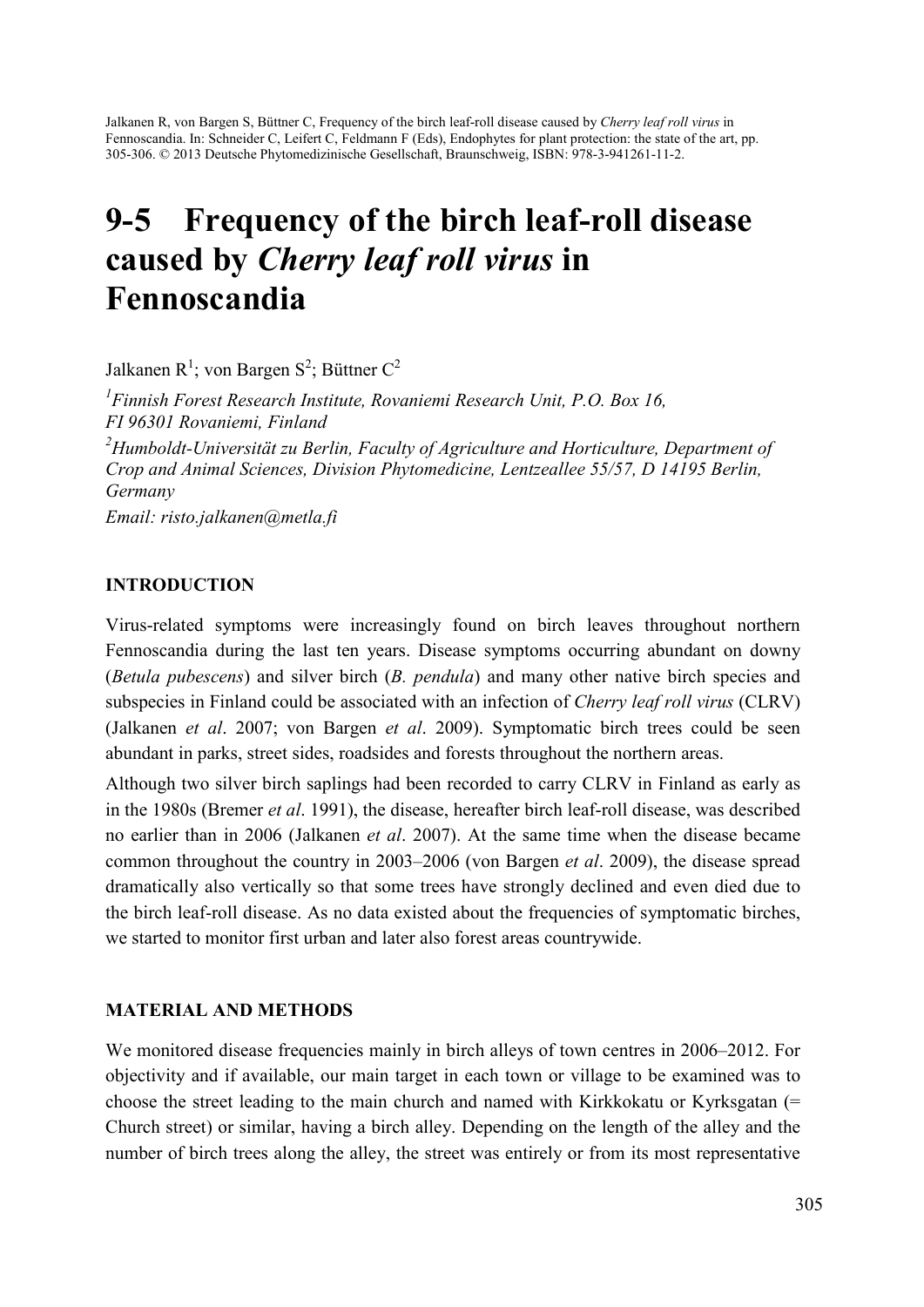Jalkanen R, von Bargen S, Büttner C, Frequency of the birch leaf-roll disease caused by *Cherry leaf roll virus* in Fennoscandia. In: Schneider C, Leifert C, Feldmann F (Eds), Endophytes for plant protection: the state of the art, pp. 305-306. © 2013 Deutsche Phytomedizinische Gesellschaft, Braunschweig, ISBN: 978-3-941261-11-2.

# 9-5 Frequency of the birch leaf-roll disease caused by *Cherry leaf roll virus* in Fennoscandia

Jalkanen R[1]; von Bargen S[2]; Büttner C[2]

[1]*Finnish Forest Research Institute, Rovaniemi Research Unit, P.O. Box 16, FI 96301 Rovaniemi, Finland*

[2]*Humboldt-Universität zu Berlin, Faculty of Agriculture and Horticulture, Department of Crop and Animal Sciences, Division Phytomedicine, Lentzeallee 55/57, D 14195 Berlin, Germany*

*Email: risto.jalkanen@metla.fi*

## INTRODUCTION

Virus-related symptoms were increasingly found on birch leaves throughout northern Fennoscandia during the last ten years. Disease symptoms occurring abundant on downy (*Betula pubescens*) and silver birch (*B. pendula*) and many other native birch species and subspecies in Finland could be associated with an infection of *Cherry leaf roll virus* (CLRV) (Jalkanen *et al*. 2007; von Bargen *et al*. 2009). Symptomatic birch trees could be seen abundant in parks, street sides, roadsides and forests throughout the northern areas.

Although two silver birch saplings had been recorded to carry CLRV in Finland as early as in the 1980s (Bremer *et al*. 1991), the disease, hereafter birch leaf-roll disease, was described no earlier than in 2006 (Jalkanen *et al*. 2007). At the same time when the disease became common throughout the country in 2003–2006 (von Bargen *et al*. 2009), the disease spread dramatically also vertically so that some trees have strongly declined and even died due to the birch leaf-roll disease. As no data existed about the frequencies of symptomatic birches, we started to monitor first urban and later also forest areas countrywide.

## MATERIAL AND METHODS

We monitored disease frequencies mainly in birch alleys of town centres in 2006–2012. For objectivity and if available, our main target in each town or village to be examined was to choose the street leading to the main church and named with Kirkkokatu or Kyrksgatan (= Church street) or similar, having a birch alley. Depending on the length of the alley and the number of birch trees along the alley, the street was entirely or from its most representative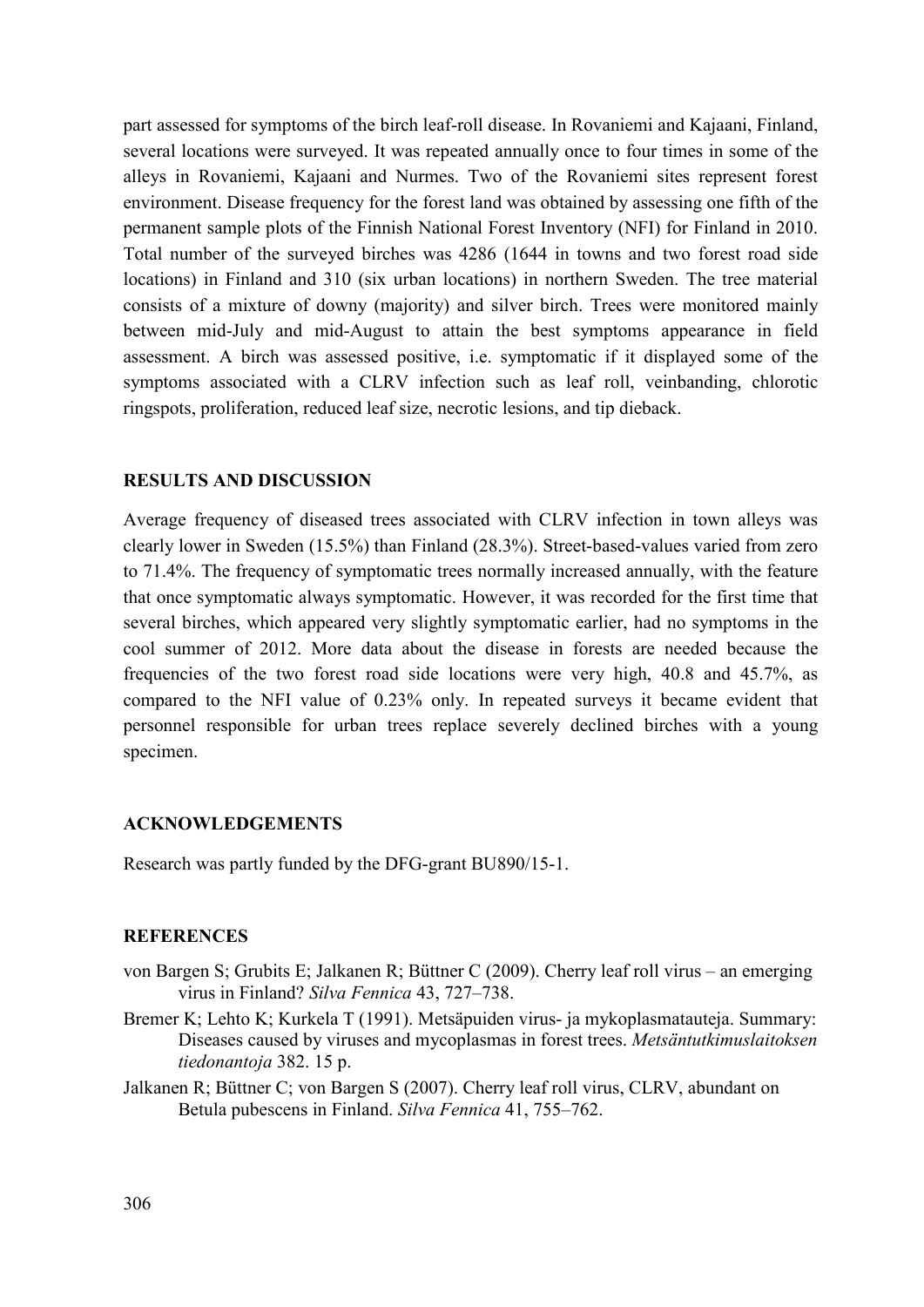part assessed for symptoms of the birch leaf-roll disease. In Rovaniemi and Kajaani, Finland, several locations were surveyed. It was repeated annually once to four times in some of the alleys in Rovaniemi, Kajaani and Nurmes. Two of the Rovaniemi sites represent forest environment. Disease frequency for the forest land was obtained by assessing one fifth of the permanent sample plots of the Finnish National Forest Inventory (NFI) for Finland in 2010. Total number of the surveyed birches was 4286 (1644 in towns and two forest road side locations) in Finland and 310 (six urban locations) in northern Sweden. The tree material consists of a mixture of downy (majority) and silver birch. Trees were monitored mainly between mid-July and mid-August to attain the best symptoms appearance in field assessment. A birch was assessed positive, i.e. symptomatic if it displayed some of the symptoms associated with a CLRV infection such as leaf roll, veinbanding, chlorotic ringspots, proliferation, reduced leaf size, necrotic lesions, and tip dieback.

## RESULTS AND DISCUSSION

Average frequency of diseased trees associated with CLRV infection in town alleys was clearly lower in Sweden (15.5%) than Finland (28.3%). Street-based-values varied from zero to 71.4%. The frequency of symptomatic trees normally increased annually, with the feature that once symptomatic always symptomatic. However, it was recorded for the first time that several birches, which appeared very slightly symptomatic earlier, had no symptoms in the cool summer of 2012. More data about the disease in forests are needed because the frequencies of the two forest road side locations were very high, 40.8 and 45.7%, as compared to the NFI value of 0.23% only. In repeated surveys it became evident that personnel responsible for urban trees replace severely declined birches with a young specimen.

## ACKNOWLEDGEMENTS

Research was partly funded by the DFG-grant BU890/15-1.

## REFERENCES

von Bargen S; Grubits E; Jalkanen R; Büttner C (2009). Cherry leaf roll virus – an emerging virus in Finland? *Silva Fennica* 43, 727–738.

Bremer K; Lehto K; Kurkela T (1991). Metsäpuiden virus- ja mykoplasmatauteja. Summary: Diseases caused by viruses and mycoplasmas in forest trees. *Metsäntutkimuslaitoksen tiedonantoja* 382. 15 p.

Jalkanen R; Büttner C; von Bargen S (2007). Cherry leaf roll virus, CLRV, abundant on Betula pubescens in Finland. *Silva Fennica* 41, 755–762.